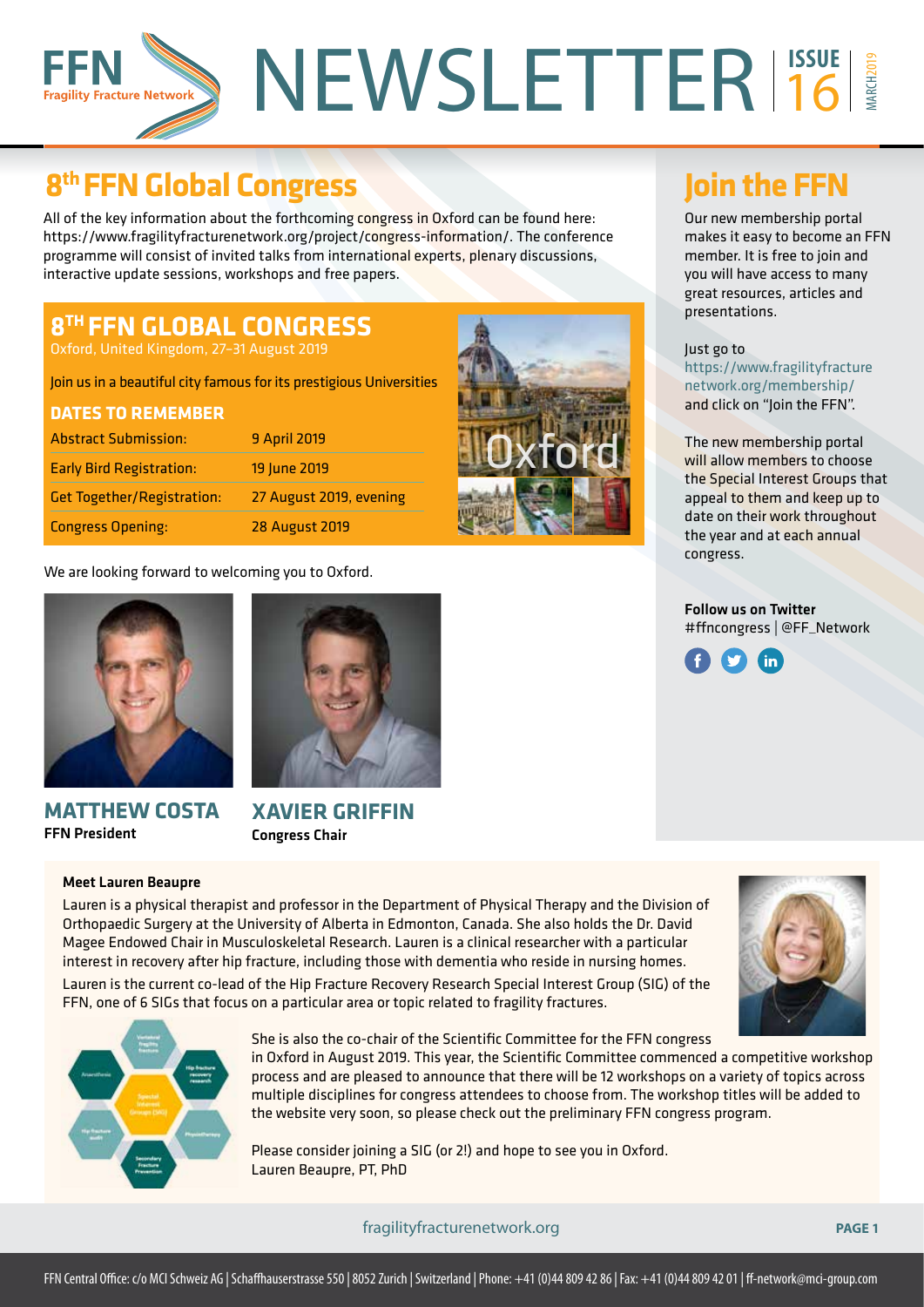# FFN NEWSLETTER

FFN Fragility Fracture Network

ISSUE 16 | MARCH 2019

## 8th FFN Global Congress

All of the key information about the forthcoming congress in Oxford can be found here: https://www.fragilityfracturenetwork.org/project/congress-information/. The conference programme will consist of invited talks from international experts, plenary discussions, interactive update sessions, workshops and free papers.

### 8TH FFN GLOBAL CONGRESS

Oxford, United Kingdom, 27-31 August 2019

Join us in a beautiful city famous for its prestigious Universities

**DATES TO REMEMBER**

| | |
|---|---|
| Abstract Submission: | 9 April 2019 |
| Early Bird Registration: | 19 June 2019 |
| Get Together/Registration: | 27 August 2019, evening |
| Congress Opening: | 28 August 2019 |

We are looking forward to welcoming you to Oxford.

**MATTHEW COSTA**
FFN President

**XAVIER GRIFFIN**
Congress Chair

## Join the FFN

Our new membership portal makes it easy to become an FFN member. It is free to join and you will have access to many great resources, articles and presentations.

Just go to https://www.fragilityfracturenetwork.org/membership/ and click on "Join the FFN".

The new membership portal will allow members to choose the Special Interest Groups that appeal to them and keep up to date on their work throughout the year and at each annual congress.

**Follow us on Twitter**
#ffncongress | @FF_Network

### Meet Lauren Beaupre

Lauren is a physical therapist and professor in the Department of Physical Therapy and the Division of Orthopaedic Surgery at the University of Alberta in Edmonton, Canada. She also holds the Dr. David Magee Endowed Chair in Musculoskeletal Research. Lauren is a clinical researcher with a particular interest in recovery after hip fracture, including those with dementia who reside in nursing homes.

Lauren is the current co-lead of the Hip Fracture Recovery Research Special Interest Group (SIG) of the FFN, one of 6 SIGs that focus on a particular area or topic related to fragility fractures.

She is also the co-chair of the Scientific Committee for the FFN congress in Oxford in August 2019. This year, the Scientific Committee commenced a competitive workshop process and are pleased to announce that there will be 12 workshops on a variety of topics across multiple disciplines for congress attendees to choose from. The workshop titles will be added to the website very soon, so please check out the preliminary FFN congress program.

Please consider joining a SIG (or 2!) and hope to see you in Oxford.
Lauren Beaupre, PT, PhD

fragilityfracturenetwork.org

FFN Central Office: c/o MCI Schweiz AG | Schaffhauserstrasse 550 | 8052 Zurich | Switzerland | Phone: +41 (0)44 809 42 86 | Fax: +41 (0)44 809 42 01 | ff-network@mci-group.com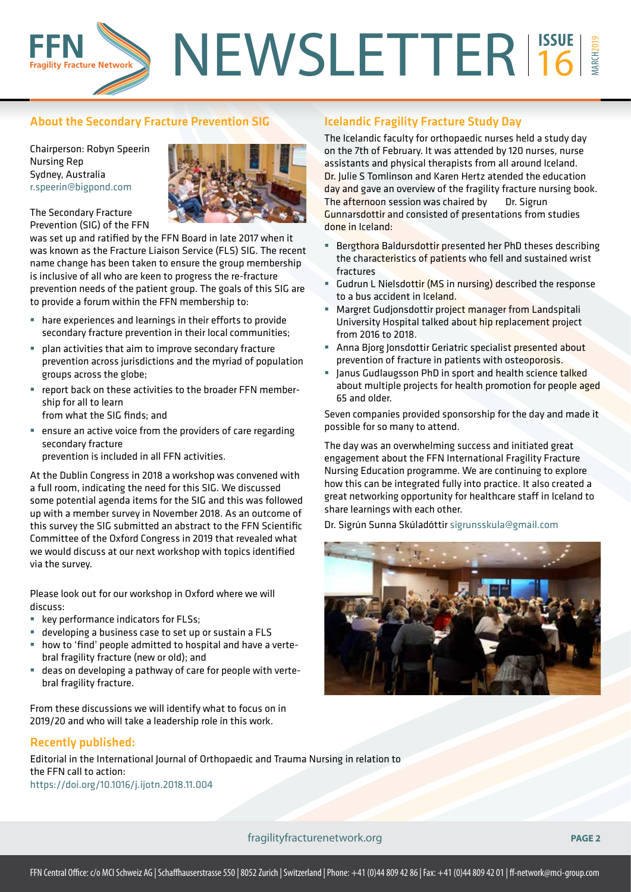## About the Secondary Fracture Prevention SIG

Chairperson: Robyn Speerin
Nursing Rep
Sydney, Australia
r.speerin@bigpond.com

The Secondary Fracture Prevention (SIG) of the FFN was set up and ratified by the FFN Board in late 2017 when it was known as the Fracture Liaison Service (FLS) SIG. The recent name change has been taken to ensure the group membership is inclusive of all who are keen to progress the re-fracture prevention needs of the patient group. The goals of this SIG are to provide a forum within the FFN membership to:

- hare experiences and learnings in their efforts to provide secondary fracture prevention in their local communities;
- plan activities that aim to improve secondary fracture prevention across jurisdictions and the myriad of population groups across the globe;
- report back on these activities to the broader FFN membership for all to learn from what the SIG finds; and
- ensure an active voice from the providers of care regarding secondary fracture prevention is included in all FFN activities.

At the Dublin Congress in 2018 a workshop was convened with a full room, indicating the need for this SIG. We discussed some potential agenda items for the SIG and this was followed up with a member survey in November 2018. As an outcome of this survey the SIG submitted an abstract to the FFN Scientific Committee of the Oxford Congress in 2019 that revealed what we would discuss at our next workshop with topics identified via the survey.

Please look out for our workshop in Oxford where we will discuss:

- key performance indicators for FLSs;
- developing a business case to set up or sustain a FLS
- how to 'find' people admitted to hospital and have a vertebral fragility fracture (new or old); and
- deas on developing a pathway of care for people with vertebral fragility fracture.

From these discussions we will identify what to focus on in 2019/20 and who will take a leadership role in this work.

## Icelandic Fragility Fracture Study Day

The Icelandic faculty for orthopaedic nurses held a study day on the 7th of February. It was attended by 120 nurses, nurse assistants and physical therapists from all around Iceland. Dr. Julie S Tomlinson and Karen Hertz atended the education day and gave an overview of the fragility fracture nursing book. The afternoon session was chaired by Dr. Sigrun Gunnarsdottir and consisted of presentations from studies done in Iceland:

- Bergthora Baldursdottir presented her PhD theses describing the characteristics of patients who fell and sustained wrist fractures
- Gudrun L Nielsdottir (MS in nursing) described the response to a bus accident in Iceland.
- Margret Gudjonsdottir project manager from Landspitali University Hospital talked about hip replacement project from 2016 to 2018.
- Anna Bjorg Jonsdottir Geriatric specialist presented about prevention of fracture in patients with osteoporosis.
- Janus Gudlaugsson PhD in sport and health science talked about multiple projects for health promotion for people aged 65 and older.

Seven companies provided sponsorship for the day and made it possible for so many to attend.

The day was an overwhelming success and initiated great engagement about the FFN International Fragility Fracture Nursing Education programme. We are continuing to explore how this can be integrated fully into practice. It also created a great networking opportunity for healthcare staff in Iceland to share learnings with each other.

Dr. Sigrún Sunna Skúladóttir sigrunsskula@gmail.com

## Recently published:

Editorial in the International Journal of Orthopaedic and Trauma Nursing in relation to the FFN call to action:
https://doi.org/10.1016/j.ijotn.2018.11.004